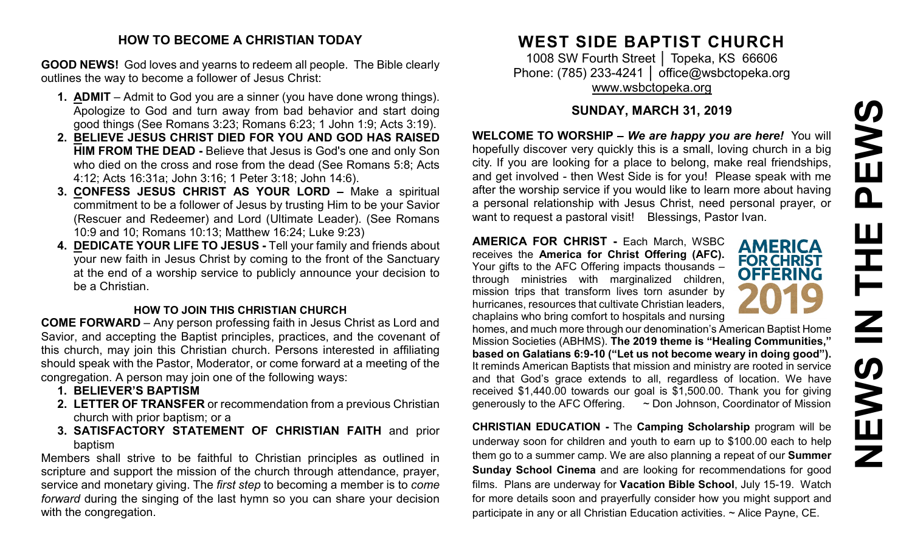## HOW TO BECOME A CHRISTIAN TODAY

**GOOD NEWS!** God loves and yearns to redeem all people. The Bible clearly outlines the way to become a follower of Jesus Christ:

1. **ADMIT** – Admit to God you are a sinner (you have done wrong things). Apologize to God and turn away from bad behavior and start doing good things (See Romans 3:23; Romans 6:23; 1 John 1:9; Acts 3:19).
2. **BELIEVE JESUS CHRIST DIED FOR YOU AND GOD HAS RAISED HIM FROM THE DEAD -** Believe that Jesus is God's one and only Son who died on the cross and rose from the dead (See Romans 5:8; Acts 4:12; Acts 16:31a; John 3:16; 1 Peter 3:18; John 14:6).
3. **CONFESS JESUS CHRIST AS YOUR LORD –** Make a spiritual commitment to be a follower of Jesus by trusting Him to be your Savior (Rescuer and Redeemer) and Lord (Ultimate Leader). (See Romans 10:9 and 10; Romans 10:13; Matthew 16:24; Luke 9:23)
4. **DEDICATE YOUR LIFE TO JESUS -** Tell your family and friends about your new faith in Jesus Christ by coming to the front of the Sanctuary at the end of a worship service to publicly announce your decision to be a Christian.

### HOW TO JOIN THIS CHRISTIAN CHURCH

**COME FORWARD** – Any person professing faith in Jesus Christ as Lord and Savior, and accepting the Baptist principles, practices, and the covenant of this church, may join this Christian church. Persons interested in affiliating should speak with the Pastor, Moderator, or come forward at a meeting of the congregation. A person may join one of the following ways:

1. **BELIEVER'S BAPTISM**
2. **LETTER OF TRANSFER** or recommendation from a previous Christian church with prior baptism; or a
3. **SATISFACTORY STATEMENT OF CHRISTIAN FAITH** and prior baptism

Members shall strive to be faithful to Christian principles as outlined in scripture and support the mission of the church through attendance, prayer, service and monetary giving. The *first step* to becoming a member is to *come forward* during the singing of the last hymn so you can share your decision with the congregation.

# WEST SIDE BAPTIST CHURCH

1008 SW Fourth Street │ Topeka, KS 66606
Phone: (785) 233-4241 │ office@wsbctopeka.org
www.wsbctopeka.org

## SUNDAY, MARCH 31, 2019

**WELCOME TO WORSHIP –** ***We are happy you are here!*** You will hopefully discover very quickly this is a small, loving church in a big city. If you are looking for a place to belong, make real friendships, and get involved - then West Side is for you! Please speak with me after the worship service if you would like to learn more about having a personal relationship with Jesus Christ, need personal prayer, or want to request a pastoral visit! Blessings, Pastor Ivan.

**AMERICA FOR CHRIST -** Each March, WSBC receives the **America for Christ Offering (AFC).** Your gifts to the AFC Offering impacts thousands – through ministries with marginalized children, mission trips that transform lives torn asunder by hurricanes, resources that cultivate Christian leaders, chaplains who bring comfort to hospitals and nursing homes, and much more through our denomination's American Baptist Home Mission Societies (ABHMS). **The 2019 theme is "Healing Communities," based on Galatians 6:9-10 ("Let us not become weary in doing good").** It reminds American Baptists that mission and ministry are rooted in service and that God's grace extends to all, regardless of location. We have received $1,440.00 towards our goal is $1,500.00. Thank you for giving generously to the AFC Offering. ~ Don Johnson, Coordinator of Mission

**CHRISTIAN EDUCATION -** The **Camping Scholarship** program will be underway soon for children and youth to earn up to $100.00 each to help them go to a summer camp. We are also planning a repeat of our **Summer Sunday School Cinema** and are looking for recommendations for good films. Plans are underway for **Vacation Bible School**, July 15-19. Watch for more details soon and prayerfully consider how you might support and participate in any or all Christian Education activities. ~ Alice Payne, CE.

# NEWS IN THE PEWS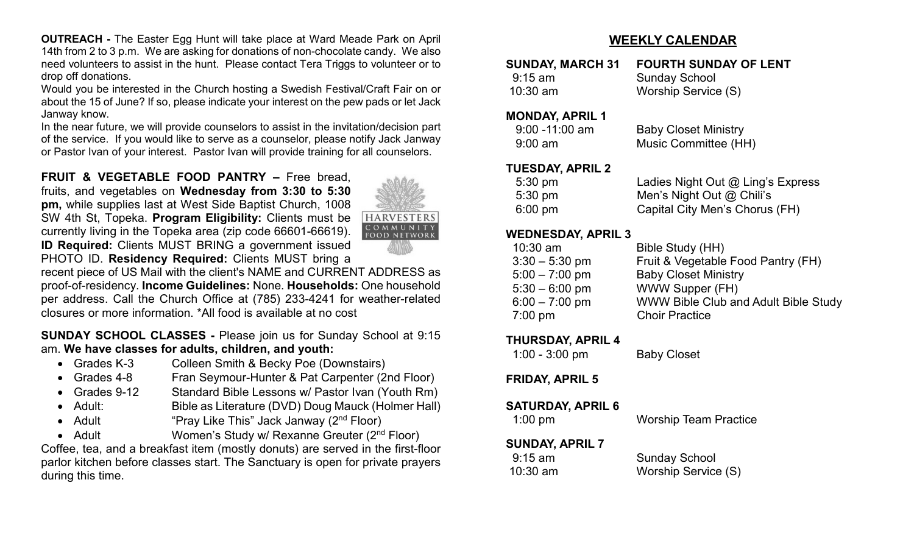**OUTREACH -** The Easter Egg Hunt will take place at Ward Meade Park on April 14th from 2 to 3 p.m. We are asking for donations of non-chocolate candy. We also need volunteers to assist in the hunt. Please contact Tera Triggs to volunteer or to drop off donations.

Would you be interested in the Church hosting a Swedish Festival/Craft Fair on or about the 15 of June? If so, please indicate your interest on the pew pads or let Jack Janway know.

In the near future, we will provide counselors to assist in the invitation/decision part of the service. If you would like to serve as a counselor, please notify Jack Janway or Pastor Ivan of your interest. Pastor Ivan will provide training for all counselors.

**FRUIT & VEGETABLE FOOD PANTRY –** Free bread, fruits, and vegetables on **Wednesday from 3:30 to 5:30 pm,** while supplies last at West Side Baptist Church, 1008 SW 4th St, Topeka. **Program Eligibility:** Clients must be currently living in the Topeka area (zip code 66601-66619). **ID Required:** Clients MUST BRING a government issued PHOTO ID. **Residency Required:** Clients MUST bring a recent piece of US Mail with the client's NAME and CURRENT ADDRESS as proof-of-residency. **Income Guidelines:** None. **Households:** One household per address. Call the Church Office at (785) 233-4241 for weather-related closures or more information. *All food is available at no cost

**SUNDAY SCHOOL CLASSES -** Please join us for Sunday School at 9:15 am. **We have classes for adults, children, and youth:**

- Grades K-3 — Colleen Smith & Becky Poe (Downstairs)
- Grades 4-8 — Fran Seymour-Hunter & Pat Carpenter (2nd Floor)
- Grades 9-12 — Standard Bible Lessons w/ Pastor Ivan (Youth Rm)
- Adult: — Bible as Literature (DVD) Doug Mauck (Holmer Hall)
- Adult — "Pray Like This" Jack Janway (2nd Floor)
- Adult — Women's Study w/ Rexanne Greuter (2nd Floor)

Coffee, tea, and a breakfast item (mostly donuts) are served in the first-floor parlor kitchen before classes start. The Sanctuary is open for private prayers during this time.

## WEEKLY CALENDAR

**SUNDAY, MARCH 31 — FOURTH SUNDAY OF LENT**

- 9:15 am — Sunday School
- 10:30 am — Worship Service (S)

**MONDAY, APRIL 1**

- 9:00 -11:00 am — Baby Closet Ministry
- 9:00 am — Music Committee (HH)

**TUESDAY, APRIL 2**

- 5:30 pm — Ladies Night Out @ Ling's Express
- 5:30 pm — Men's Night Out @ Chili's
- 6:00 pm — Capital City Men's Chorus (FH)

**WEDNESDAY, APRIL 3**

- 10:30 am — Bible Study (HH)
- 3:30 – 5:30 pm — Fruit & Vegetable Food Pantry (FH)
- 5:00 – 7:00 pm — Baby Closet Ministry
- 5:30 – 6:00 pm — WWW Supper (FH)
- 6:00 – 7:00 pm — WWW Bible Club and Adult Bible Study
- 7:00 pm — Choir Practice

**THURSDAY, APRIL 4**

- 1:00 - 3:00 pm — Baby Closet

**FRIDAY, APRIL 5**

**SATURDAY, APRIL 6**

- 1:00 pm — Worship Team Practice

**SUNDAY, APRIL 7**

- 9:15 am — Sunday School
- 10:30 am — Worship Service (S)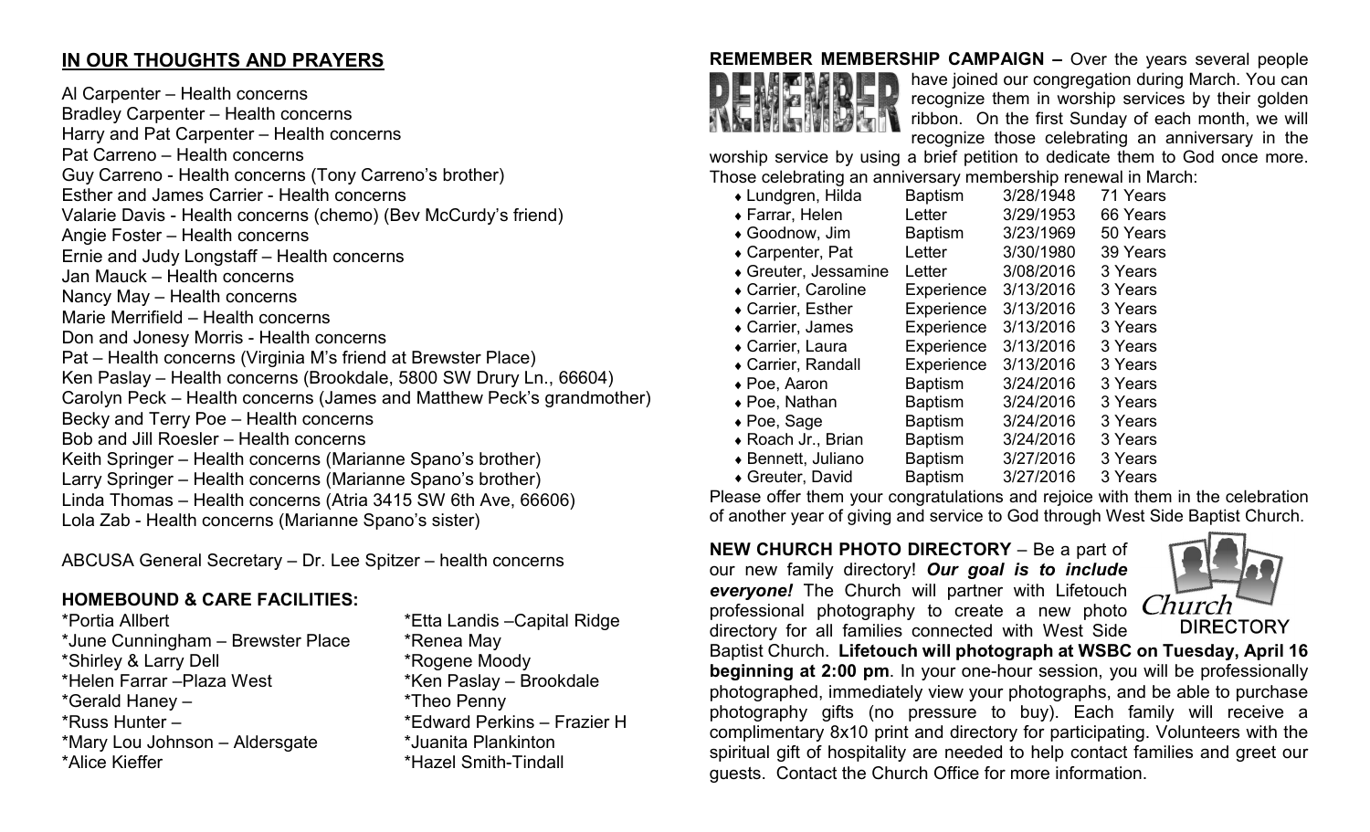## IN OUR THOUGHTS AND PRAYERS

Al Carpenter – Health concerns
Bradley Carpenter – Health concerns
Harry and Pat Carpenter – Health concerns
Pat Carreno – Health concerns
Guy Carreno - Health concerns (Tony Carreno's brother)
Esther and James Carrier - Health concerns
Valarie Davis - Health concerns (chemo) (Bev McCurdy's friend)
Angie Foster – Health concerns
Ernie and Judy Longstaff – Health concerns
Jan Mauck – Health concerns
Nancy May – Health concerns
Marie Merrifield – Health concerns
Don and Jonesy Morris - Health concerns
Pat – Health concerns (Virginia M's friend at Brewster Place)
Ken Paslay – Health concerns (Brookdale, 5800 SW Drury Ln., 66604)
Carolyn Peck – Health concerns (James and Matthew Peck's grandmother)
Becky and Terry Poe – Health concerns
Bob and Jill Roesler – Health concerns
Keith Springer – Health concerns (Marianne Spano's brother)
Larry Springer – Health concerns (Marianne Spano's brother)
Linda Thomas – Health concerns (Atria 3415 SW 6th Ave, 66606)
Lola Zab - Health concerns (Marianne Spano's sister)

ABCUSA General Secretary – Dr. Lee Spitzer – health concerns

### HOMEBOUND & CARE FACILITIES:

*Portia Allbert
*June Cunningham – Brewster Place
*Shirley & Larry Dell
*Helen Farrar –Plaza West
*Gerald Haney –
*Russ Hunter –
*Mary Lou Johnson – Aldersgate
*Alice Kieffer
*Etta Landis –Capital Ridge
*Renea May
*Rogene Moody
*Ken Paslay – Brookdale
*Theo Penny
*Edward Perkins – Frazier H
*Juanita Plankinton
*Hazel Smith-Tindall

**REMEMBER MEMBERSHIP CAMPAIGN –** Over the years several people have joined our congregation during March. You can recognize them in worship services by their golden ribbon. On the first Sunday of each month, we will recognize those celebrating an anniversary in the worship service by using a brief petition to dedicate them to God once more. Those celebrating an anniversary membership renewal in March:

| Name | Type | Date | Years |
|---|---|---|---|
| Lundgren, Hilda | Baptism | 3/28/1948 | 71 Years |
| Farrar, Helen | Letter | 3/29/1953 | 66 Years |
| Goodnow, Jim | Baptism | 3/23/1969 | 50 Years |
| Carpenter, Pat | Letter | 3/30/1980 | 39 Years |
| Greuter, Jessamine | Letter | 3/08/2016 | 3 Years |
| Carrier, Caroline | Experience | 3/13/2016 | 3 Years |
| Carrier, Esther | Experience | 3/13/2016 | 3 Years |
| Carrier, James | Experience | 3/13/2016 | 3 Years |
| Carrier, Laura | Experience | 3/13/2016 | 3 Years |
| Carrier, Randall | Experience | 3/13/2016 | 3 Years |
| Poe, Aaron | Baptism | 3/24/2016 | 3 Years |
| Poe, Nathan | Baptism | 3/24/2016 | 3 Years |
| Poe, Sage | Baptism | 3/24/2016 | 3 Years |
| Roach Jr., Brian | Baptism | 3/24/2016 | 3 Years |
| Bennett, Juliano | Baptism | 3/27/2016 | 3 Years |
| Greuter, David | Baptism | 3/27/2016 | 3 Years |

Please offer them your congratulations and rejoice with them in the celebration of another year of giving and service to God through West Side Baptist Church.

**NEW CHURCH PHOTO DIRECTORY** – Be a part of our new family directory! ***Our goal is to include everyone!*** The Church will partner with Lifetouch professional photography to create a new photo directory for all families connected with West Side Baptist Church. **Lifetouch will photograph at WSBC on Tuesday, April 16 beginning at 2:00 pm**. In your one-hour session, you will be professionally photographed, immediately view your photographs, and be able to purchase photography gifts (no pressure to buy). Each family will receive a complimentary 8x10 print and directory for participating. Volunteers with the spiritual gift of hospitality are needed to help contact families and greet our guests. Contact the Church Office for more information.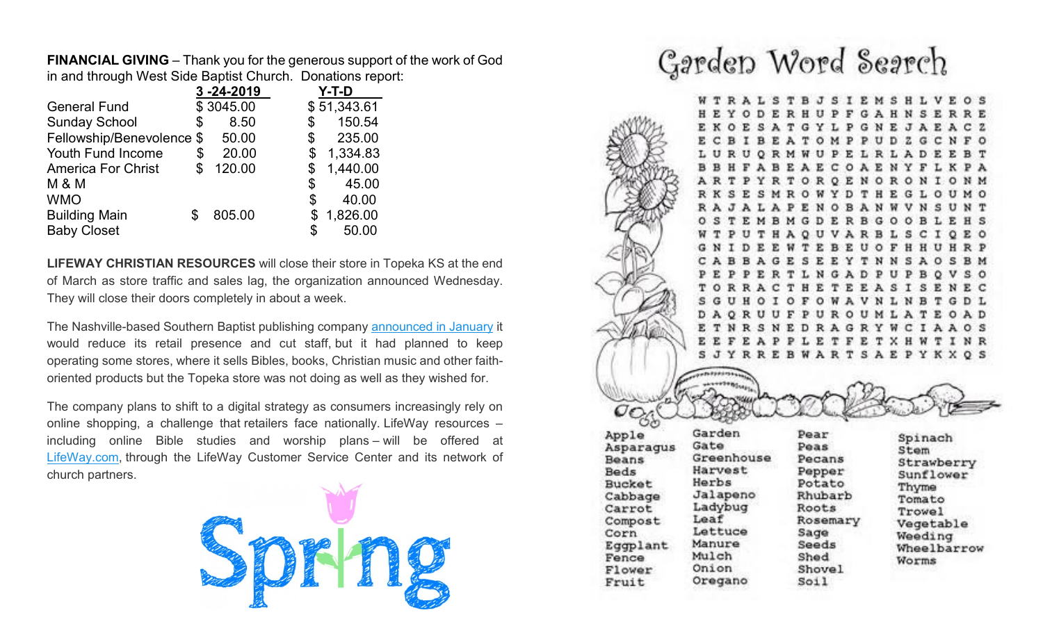**FINANCIAL GIVING** – Thank you for the generous support of the work of God in and through West Side Baptist Church. Donations report:

| | 3-24-2019 | Y-T-D |
|---|---|---|
| General Fund | $ 3045.00 | $ 51,343.61 |
| Sunday School | $ 8.50 | $ 150.54 |
| Fellowship/Benevolence | $ 50.00 | $ 235.00 |
| Youth Fund Income | $ 20.00 | $ 1,334.83 |
| America For Christ | $ 120.00 | $ 1,440.00 |
| M & M | | $ 45.00 |
| WMO | | $ 40.00 |
| Building Main | $ 805.00 | $ 1,826.00 |
| Baby Closet | | $ 50.00 |

**LIFEWAY CHRISTIAN RESOURCES** will close their store in Topeka KS at the end of March as store traffic and sales lag, the organization announced Wednesday. They will close their doors completely in about a week.

The Nashville-based Southern Baptist publishing company announced in January it would reduce its retail presence and cut staff, but it had planned to keep operating some stores, where it sells Bibles, books, Christian music and other faith-oriented products but the Topeka store was not doing as well as they wished for.

The company plans to shift to a digital strategy as consumers increasingly rely on online shopping, a challenge that retailers face nationally. LifeWay resources – including online Bible studies and worship plans – will be offered at LifeWay.com, through the LifeWay Customer Service Center and its network of church partners.

Spring

# Garden Word Search

```
W T R A L S T B J S I E M S H L V E O S
H E Y O D E R H U P F G A H N S E R R E
E K O E S A T G Y L P G N E J A E A C Z
E C B I B E A T O M P P U D Z G C N F O
L U R U Q R M W U P E L R L A D E E B T
B B H F A B E A E C O A E N Y F L K P A
A R T P Y R T O R Q E N O R O N I O N M
R K S E S M R O W Y D T H E G L O U M O
R A J A L A P E N O B A N W V N S U N T
O S T E M B M G D E R B G O O B L E H S
W T P U T H A Q U V A R B L S C I Q E O
G N I D E E W T E B E U O F H H U H R P
C A B B A G E S E E Y T N N S A O S B M
P E P P E R T L N G A D P U P B Q V S O
T O R R A C T H E T E E A S I S E N E C
S G U H O I O F O W A V N L N B T G D L
D A Q R U U F P U R O U M L A T E O A D
E T N R S N E D R A G R Y W C I A A O S
E E F E A P P L E T F E T X H W T I N R
S J Y R R E B W A R T S A E P Y K X Q S
```

Apple
Asparagus
Beans
Beds
Bucket
Cabbage
Carrot
Compost
Corn
Eggplant
Fence
Flower
Fruit
Garden
Gate
Greenhouse
Harvest
Herbs
Jalapeno
Ladybug
Leaf
Lettuce
Manure
Mulch
Onion
Oregano
Pear
Peas
Pecans
Pepper
Potato
Rhubarb
Roots
Rosemary
Sage
Seeds
Shed
Shovel
Soil
Spinach
Stem
Strawberry
Sunflower
Thyme
Tomato
Trowel
Vegetable
Weeding
Wheelbarrow
Worms